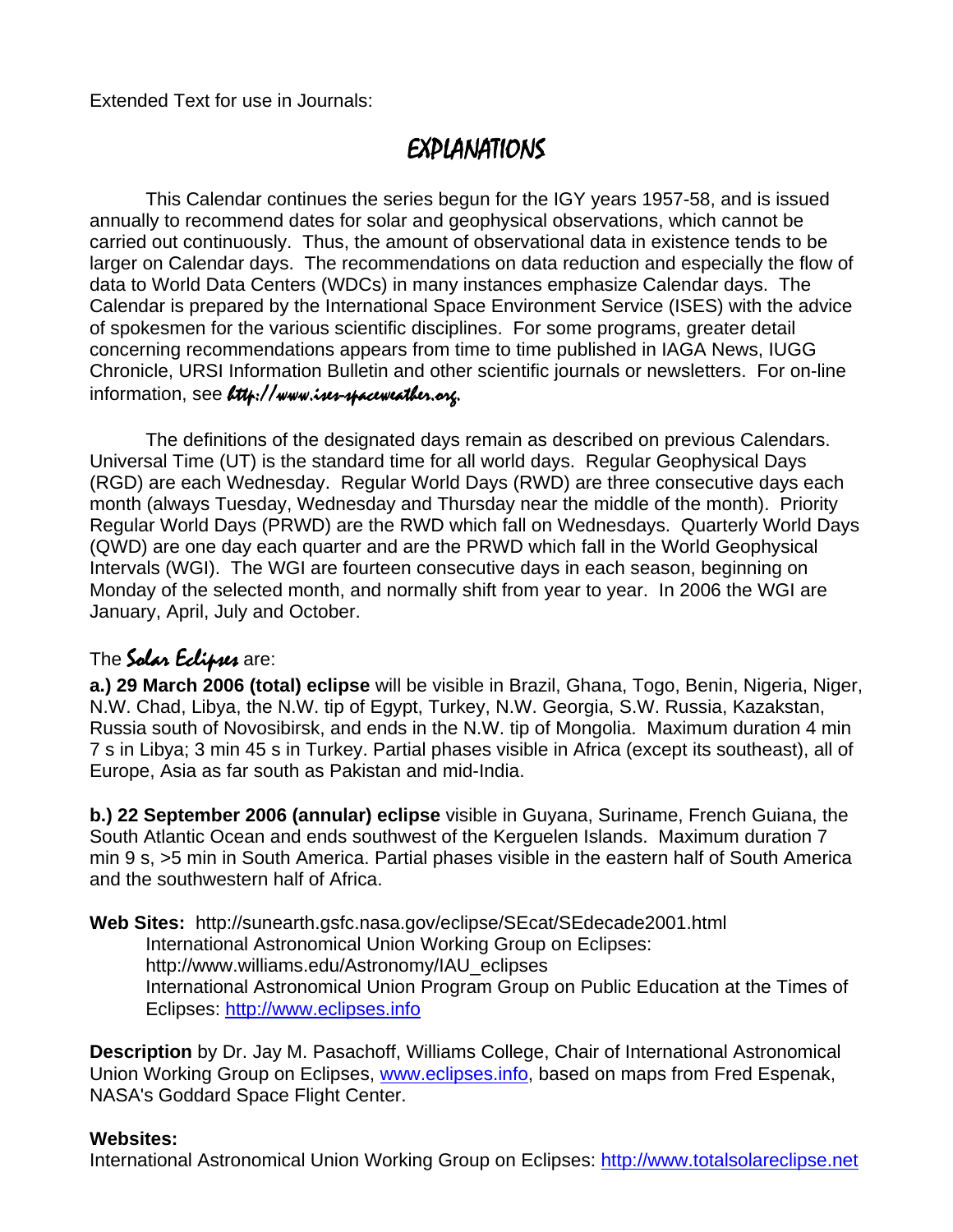Extended Text for use in Journals:

# EXPLANATIONS

This Calendar continues the series begun for the IGY years 1957-58, and is issued annually to recommend dates for solar and geophysical observations, which cannot be carried out continuously. Thus, the amount of observational data in existence tends to be larger on Calendar days. The recommendations on data reduction and especially the flow of data to World Data Centers (WDCs) in many instances emphasize Calendar days. The Calendar is prepared by the International Space Environment Service (ISES) with the advice of spokesmen for the various scientific disciplines. For some programs, greater detail concerning recommendations appears from time to time published in IAGA News, IUGG Chronicle, URSI Information Bulletin and other scientific journals or newsletters. For on-line information, see *http://www.ises-spaceweather.org*.

The definitions of the designated days remain as described on previous Calendars. Universal Time (UT) is the standard time for all world days. Regular Geophysical Days (RGD) are each Wednesday. Regular World Days (RWD) are three consecutive days each month (always Tuesday, Wednesday and Thursday near the middle of the month). Priority Regular World Days (PRWD) are the RWD which fall on Wednesdays. Quarterly World Days (QWD) are one day each quarter and are the PRWD which fall in the World Geophysical Intervals (WGI). The WGI are fourteen consecutive days in each season, beginning on Monday of the selected month, and normally shift from year to year. In 2006 the WGI are January, April, July and October.

The ***Solar Eclipses*** are:

**a.) 29 March 2006 (total) eclipse** will be visible in Brazil, Ghana, Togo, Benin, Nigeria, Niger, N.W. Chad, Libya, the N.W. tip of Egypt, Turkey, N.W. Georgia, S.W. Russia, Kazakstan, Russia south of Novosibirsk, and ends in the N.W. tip of Mongolia. Maximum duration 4 min 7 s in Libya; 3 min 45 s in Turkey. Partial phases visible in Africa (except its southeast), all of Europe, Asia as far south as Pakistan and mid-India.

**b.) 22 September 2006 (annular) eclipse** visible in Guyana, Suriname, French Guiana, the South Atlantic Ocean and ends southwest of the Kerguelen Islands. Maximum duration 7 min 9 s, >5 min in South America. Partial phases visible in the eastern half of South America and the southwestern half of Africa.

**Web Sites:** http://sunearth.gsfc.nasa.gov/eclipse/SEcat/SEdecade2001.html
International Astronomical Union Working Group on Eclipses: http://www.williams.edu/Astronomy/IAU_eclipses
International Astronomical Union Program Group on Public Education at the Times of Eclipses: http://www.eclipses.info

**Description** by Dr. Jay M. Pasachoff, Williams College, Chair of International Astronomical Union Working Group on Eclipses, www.eclipses.info, based on maps from Fred Espenak, NASA's Goddard Space Flight Center.

**Websites:**
International Astronomical Union Working Group on Eclipses: http://www.totalsolareclipse.net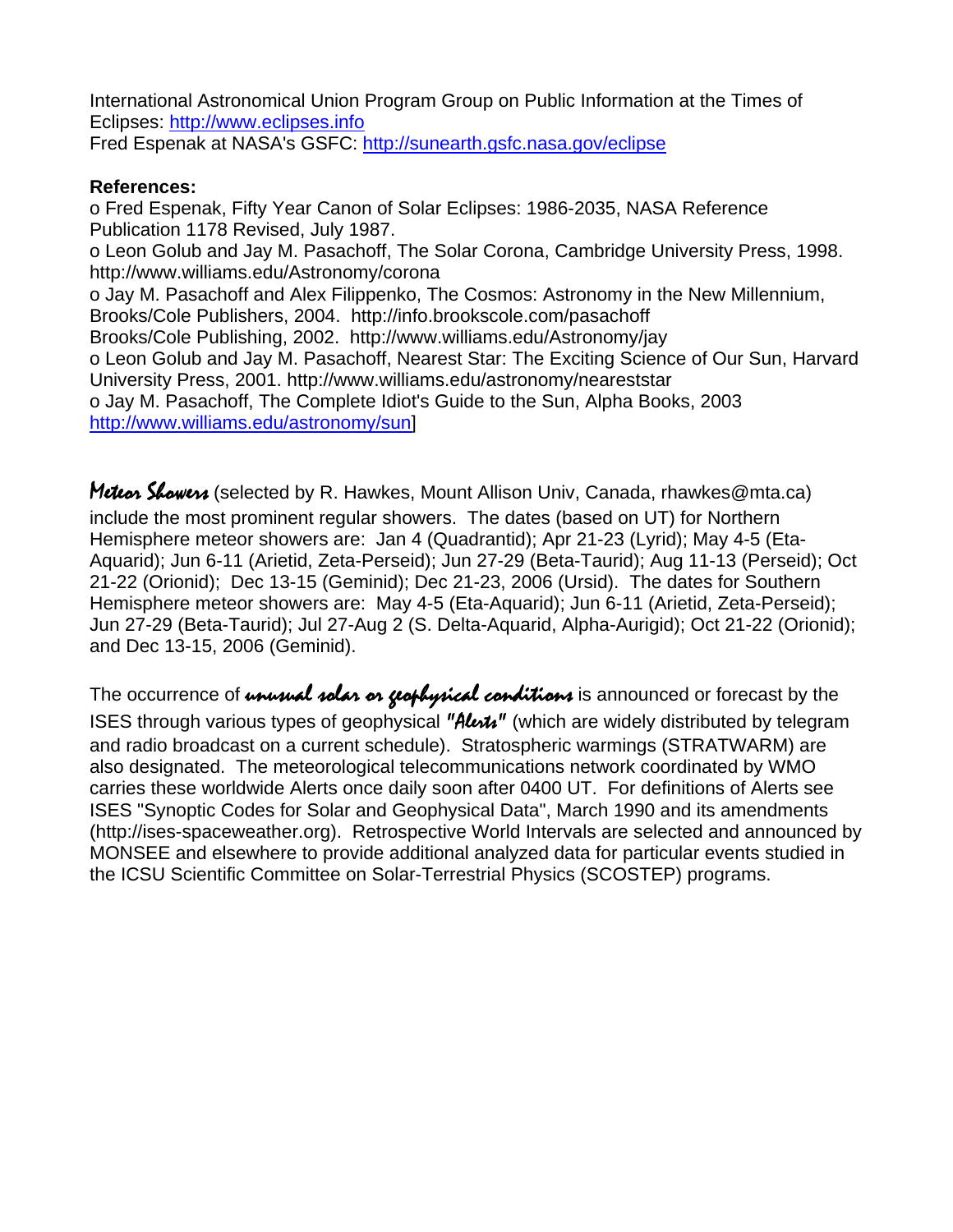International Astronomical Union Program Group on Public Information at the Times of Eclipses: http://www.eclipses.info
Fred Espenak at NASA's GSFC: http://sunearth.gsfc.nasa.gov/eclipse

**References:**

o Fred Espenak, Fifty Year Canon of Solar Eclipses: 1986-2035, NASA Reference Publication 1178 Revised, July 1987.
o Leon Golub and Jay M. Pasachoff, The Solar Corona, Cambridge University Press, 1998. http://www.williams.edu/Astronomy/corona
o Jay M. Pasachoff and Alex Filippenko, The Cosmos: Astronomy in the New Millennium, Brooks/Cole Publishers, 2004. http://info.brookscole.com/pasachoff
Brooks/Cole Publishing, 2002. http://www.williams.edu/Astronomy/jay
o Leon Golub and Jay M. Pasachoff, Nearest Star: The Exciting Science of Our Sun, Harvard University Press, 2001. http://www.williams.edu/astronomy/neareststar
o Jay M. Pasachoff, The Complete Idiot's Guide to the Sun, Alpha Books, 2003 http://www.williams.edu/astronomy/sun]

***Meteor Showers*** (selected by R. Hawkes, Mount Allison Univ, Canada, rhawkes@mta.ca) include the most prominent regular showers. The dates (based on UT) for Northern Hemisphere meteor showers are: Jan 4 (Quadrantid); Apr 21-23 (Lyrid); May 4-5 (Eta-Aquarid); Jun 6-11 (Arietid, Zeta-Perseid); Jun 27-29 (Beta-Taurid); Aug 11-13 (Perseid); Oct 21-22 (Orionid); Dec 13-15 (Geminid); Dec 21-23, 2006 (Ursid). The dates for Southern Hemisphere meteor showers are: May 4-5 (Eta-Aquarid); Jun 6-11 (Arietid, Zeta-Perseid); Jun 27-29 (Beta-Taurid); Jul 27-Aug 2 (S. Delta-Aquarid, Alpha-Aurigid); Oct 21-22 (Orionid); and Dec 13-15, 2006 (Geminid).

The occurrence of ***unusual solar or geophysical conditions*** is announced or forecast by the ISES through various types of geophysical ***"Alerts"*** (which are widely distributed by telegram and radio broadcast on a current schedule). Stratospheric warmings (STRATWARM) are also designated. The meteorological telecommunications network coordinated by WMO carries these worldwide Alerts once daily soon after 0400 UT. For definitions of Alerts see ISES "Synoptic Codes for Solar and Geophysical Data", March 1990 and its amendments (http://ises-spaceweather.org). Retrospective World Intervals are selected and announced by MONSEE and elsewhere to provide additional analyzed data for particular events studied in the ICSU Scientific Committee on Solar-Terrestrial Physics (SCOSTEP) programs.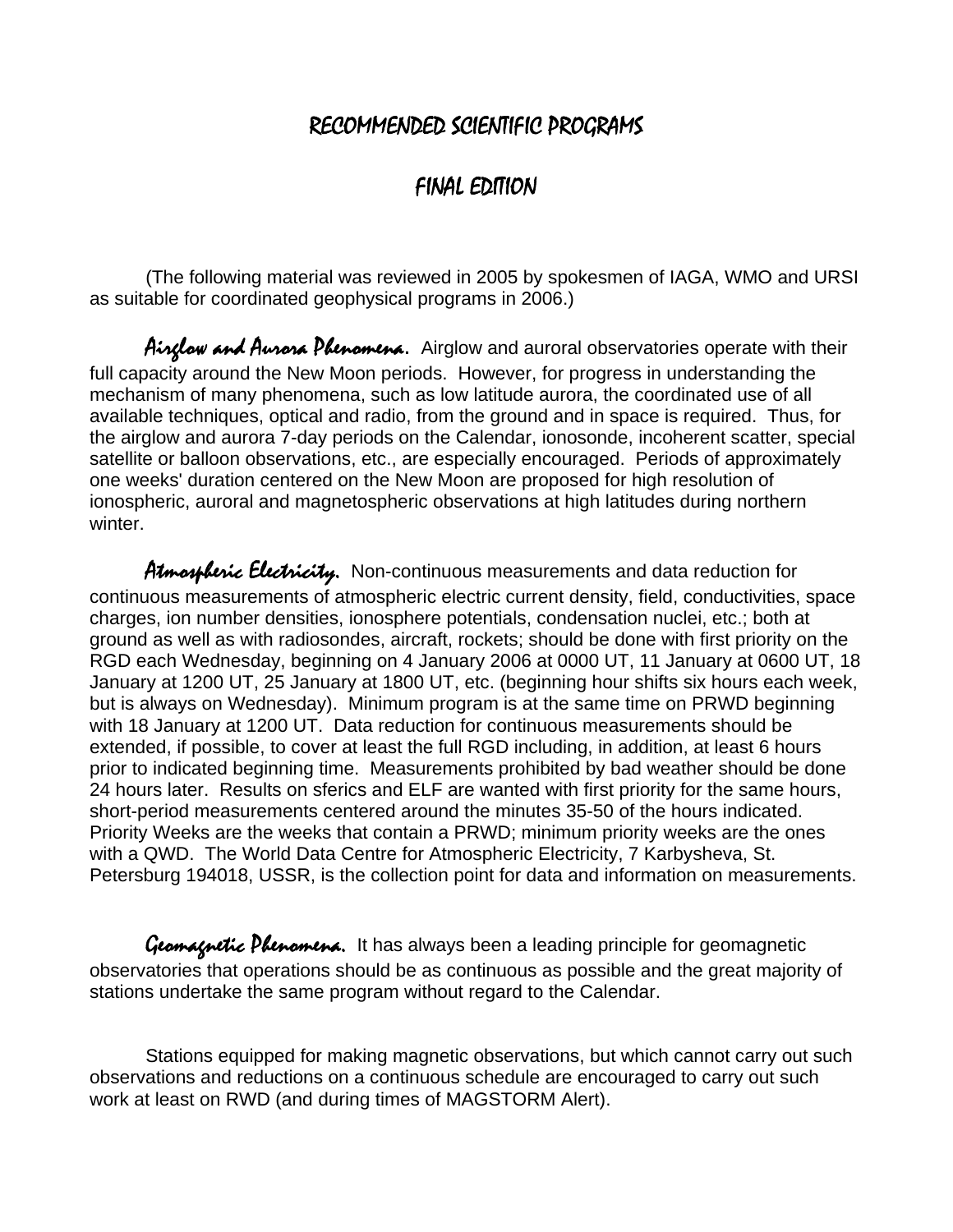# RECOMMENDED SCIENTIFIC PROGRAMS

## FINAL EDITION

(The following material was reviewed in 2005 by spokesmen of IAGA, WMO and URSI as suitable for coordinated geophysical programs in 2006.)

***Airglow and Aurora Phenomena.*** Airglow and auroral observatories operate with their full capacity around the New Moon periods. However, for progress in understanding the mechanism of many phenomena, such as low latitude aurora, the coordinated use of all available techniques, optical and radio, from the ground and in space is required. Thus, for the airglow and aurora 7-day periods on the Calendar, ionosonde, incoherent scatter, special satellite or balloon observations, etc., are especially encouraged. Periods of approximately one weeks' duration centered on the New Moon are proposed for high resolution of ionospheric, auroral and magnetospheric observations at high latitudes during northern winter.

***Atmospheric Electricity.*** Non-continuous measurements and data reduction for continuous measurements of atmospheric electric current density, field, conductivities, space charges, ion number densities, ionosphere potentials, condensation nuclei, etc.; both at ground as well as with radiosondes, aircraft, rockets; should be done with first priority on the RGD each Wednesday, beginning on 4 January 2006 at 0000 UT, 11 January at 0600 UT, 18 January at 1200 UT, 25 January at 1800 UT, etc. (beginning hour shifts six hours each week, but is always on Wednesday). Minimum program is at the same time on PRWD beginning with 18 January at 1200 UT. Data reduction for continuous measurements should be extended, if possible, to cover at least the full RGD including, in addition, at least 6 hours prior to indicated beginning time. Measurements prohibited by bad weather should be done 24 hours later. Results on sferics and ELF are wanted with first priority for the same hours, short-period measurements centered around the minutes 35-50 of the hours indicated. Priority Weeks are the weeks that contain a PRWD; minimum priority weeks are the ones with a QWD. The World Data Centre for Atmospheric Electricity, 7 Karbysheva, St. Petersburg 194018, USSR, is the collection point for data and information on measurements.

***Geomagnetic Phenomena.*** It has always been a leading principle for geomagnetic observatories that operations should be as continuous as possible and the great majority of stations undertake the same program without regard to the Calendar.

Stations equipped for making magnetic observations, but which cannot carry out such observations and reductions on a continuous schedule are encouraged to carry out such work at least on RWD (and during times of MAGSTORM Alert).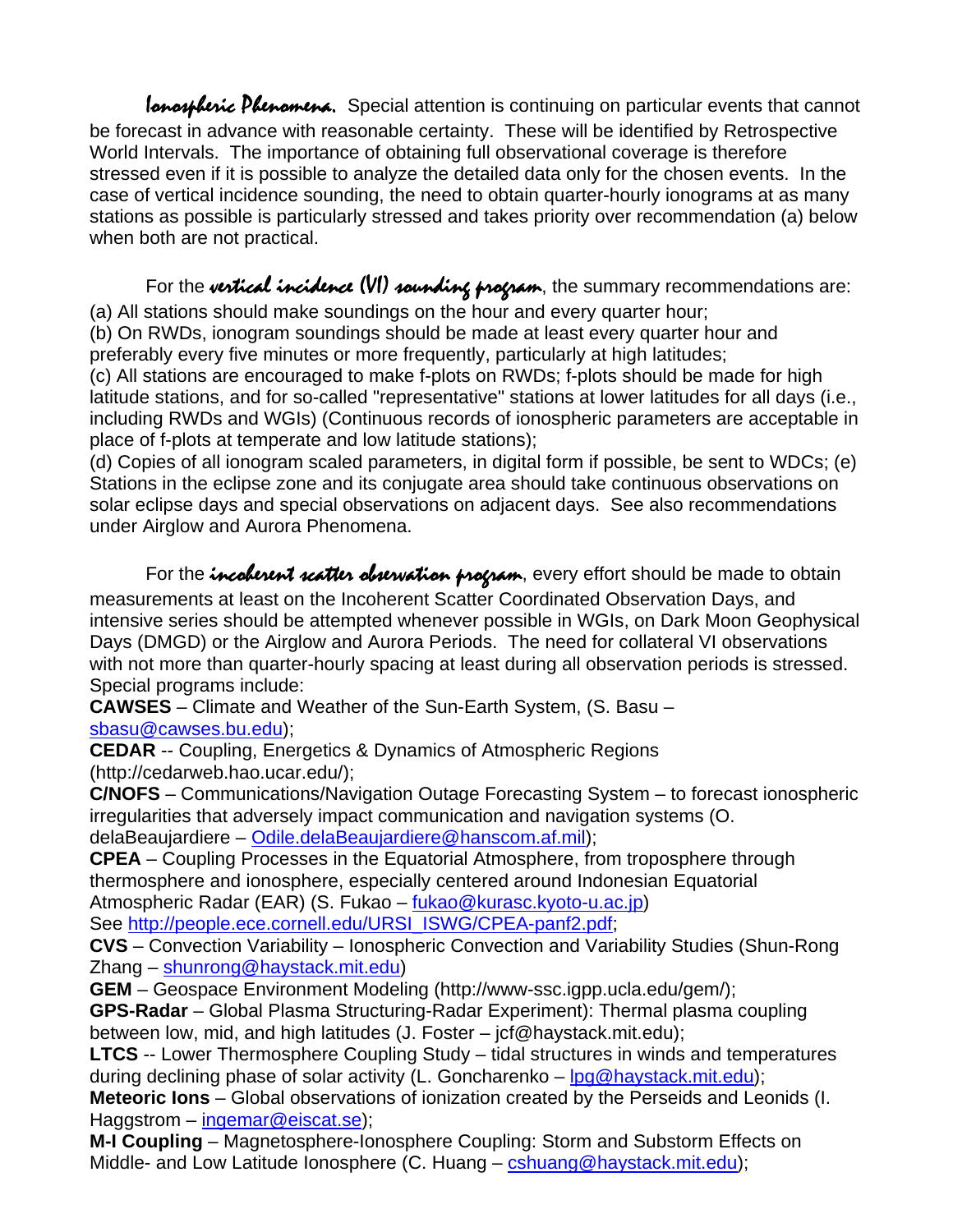*Ionospheric Phenomena.* Special attention is continuing on particular events that cannot be forecast in advance with reasonable certainty. These will be identified by Retrospective World Intervals. The importance of obtaining full observational coverage is therefore stressed even if it is possible to analyze the detailed data only for the chosen events. In the case of vertical incidence sounding, the need to obtain quarter-hourly ionograms at as many stations as possible is particularly stressed and takes priority over recommendation (a) below when both are not practical.

For the *vertical incidence (VI) sounding program*, the summary recommendations are:
(a) All stations should make soundings on the hour and every quarter hour;
(b) On RWDs, ionogram soundings should be made at least every quarter hour and preferably every five minutes or more frequently, particularly at high latitudes;
(c) All stations are encouraged to make f-plots on RWDs; f-plots should be made for high latitude stations, and for so-called "representative" stations at lower latitudes for all days (i.e., including RWDs and WGIs) (Continuous records of ionospheric parameters are acceptable in place of f-plots at temperate and low latitude stations);
(d) Copies of all ionogram scaled parameters, in digital form if possible, be sent to WDCs; (e) Stations in the eclipse zone and its conjugate area should take continuous observations on solar eclipse days and special observations on adjacent days. See also recommendations under Airglow and Aurora Phenomena.

For the *incoherent scatter observation program*, every effort should be made to obtain measurements at least on the Incoherent Scatter Coordinated Observation Days, and intensive series should be attempted whenever possible in WGIs, on Dark Moon Geophysical Days (DMGD) or the Airglow and Aurora Periods. The need for collateral VI observations with not more than quarter-hourly spacing at least during all observation periods is stressed. Special programs include:
**CAWSES** – Climate and Weather of the Sun-Earth System, (S. Basu – sbasu@cawses.bu.edu);
**CEDAR** -- Coupling, Energetics & Dynamics of Atmospheric Regions (http://cedarweb.hao.ucar.edu/);
**C/NOFS** – Communications/Navigation Outage Forecasting System – to forecast ionospheric irregularities that adversely impact communication and navigation systems (O. delaBeaujardiere – Odile.delaBeaujardiere@hanscom.af.mil);
**CPEA** – Coupling Processes in the Equatorial Atmosphere, from troposphere through thermosphere and ionosphere, especially centered around Indonesian Equatorial Atmospheric Radar (EAR) (S. Fukao – fukao@kurasc.kyoto-u.ac.jp)
See http://people.ece.cornell.edu/URSI_ISWG/CPEA-panf2.pdf;
**CVS** – Convection Variability – Ionospheric Convection and Variability Studies (Shun-Rong Zhang – shunrong@haystack.mit.edu)
**GEM** – Geospace Environment Modeling (http://www-ssc.igpp.ucla.edu/gem/);
**GPS-Radar** – Global Plasma Structuring-Radar Experiment): Thermal plasma coupling between low, mid, and high latitudes (J. Foster – jcf@haystack.mit.edu);
**LTCS** -- Lower Thermosphere Coupling Study – tidal structures in winds and temperatures during declining phase of solar activity (L. Goncharenko – lpg@haystack.mit.edu);
**Meteoric Ions** – Global observations of ionization created by the Perseids and Leonids (I. Haggstrom – ingemar@eiscat.se);
**M-I Coupling** – Magnetosphere-Ionosphere Coupling: Storm and Substorm Effects on Middle- and Low Latitude Ionosphere (C. Huang – cshuang@haystack.mit.edu);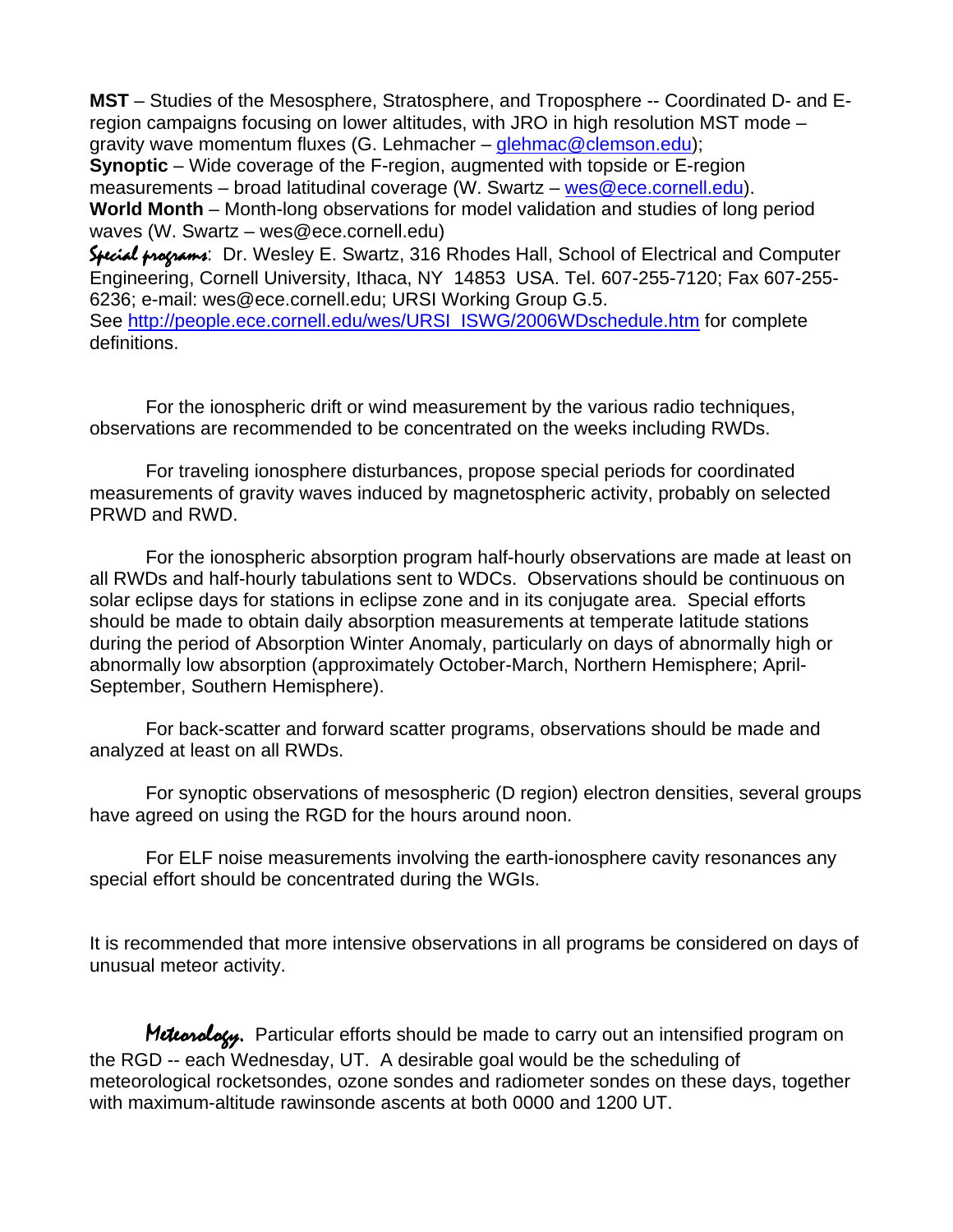**MST** – Studies of the Mesosphere, Stratosphere, and Troposphere -- Coordinated D- and E-region campaigns focusing on lower altitudes, with JRO in high resolution MST mode – gravity wave momentum fluxes (G. Lehmacher – glehmac@clemson.edu);
**Synoptic** – Wide coverage of the F-region, augmented with topside or E-region measurements – broad latitudinal coverage (W. Swartz – wes@ece.cornell.edu).
**World Month** – Month-long observations for model validation and studies of long period waves (W. Swartz – wes@ece.cornell.edu)
*Special programs*: Dr. Wesley E. Swartz, 316 Rhodes Hall, School of Electrical and Computer Engineering, Cornell University, Ithaca, NY 14853 USA. Tel. 607-255-7120; Fax 607-255-6236; e-mail: wes@ece.cornell.edu; URSI Working Group G.5.
See http://people.ece.cornell.edu/wes/URSI_ISWG/2006WDschedule.htm for complete definitions.

For the ionospheric drift or wind measurement by the various radio techniques, observations are recommended to be concentrated on the weeks including RWDs.

For traveling ionosphere disturbances, propose special periods for coordinated measurements of gravity waves induced by magnetospheric activity, probably on selected PRWD and RWD.

For the ionospheric absorption program half-hourly observations are made at least on all RWDs and half-hourly tabulations sent to WDCs. Observations should be continuous on solar eclipse days for stations in eclipse zone and in its conjugate area. Special efforts should be made to obtain daily absorption measurements at temperate latitude stations during the period of Absorption Winter Anomaly, particularly on days of abnormally high or abnormally low absorption (approximately October-March, Northern Hemisphere; April-September, Southern Hemisphere).

For back-scatter and forward scatter programs, observations should be made and analyzed at least on all RWDs.

For synoptic observations of mesospheric (D region) electron densities, several groups have agreed on using the RGD for the hours around noon.

For ELF noise measurements involving the earth-ionosphere cavity resonances any special effort should be concentrated during the WGIs.

It is recommended that more intensive observations in all programs be considered on days of unusual meteor activity.

*Meteorology.* Particular efforts should be made to carry out an intensified program on the RGD -- each Wednesday, UT. A desirable goal would be the scheduling of meteorological rocketsondes, ozone sondes and radiometer sondes on these days, together with maximum-altitude rawinsonde ascents at both 0000 and 1200 UT.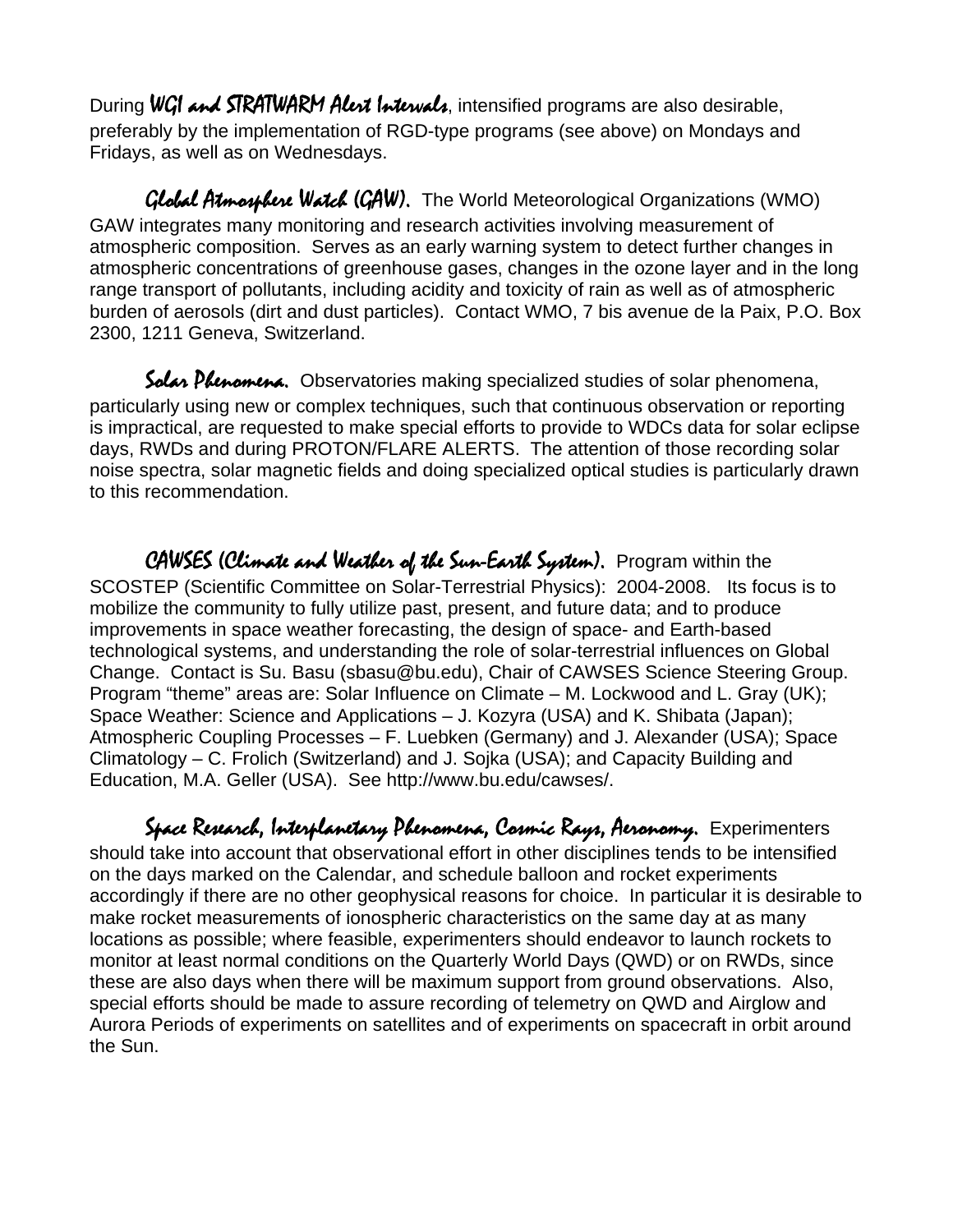During *WGI and STRATWARM Alert Intervals*, intensified programs are also desirable, preferably by the implementation of RGD-type programs (see above) on Mondays and Fridays, as well as on Wednesdays.

*Global Atmosphere Watch (GAW).* The World Meteorological Organizations (WMO) GAW integrates many monitoring and research activities involving measurement of atmospheric composition. Serves as an early warning system to detect further changes in atmospheric concentrations of greenhouse gases, changes in the ozone layer and in the long range transport of pollutants, including acidity and toxicity of rain as well as of atmospheric burden of aerosols (dirt and dust particles). Contact WMO, 7 bis avenue de la Paix, P.O. Box 2300, 1211 Geneva, Switzerland.

*Solar Phenomena.* Observatories making specialized studies of solar phenomena, particularly using new or complex techniques, such that continuous observation or reporting is impractical, are requested to make special efforts to provide to WDCs data for solar eclipse days, RWDs and during PROTON/FLARE ALERTS. The attention of those recording solar noise spectra, solar magnetic fields and doing specialized optical studies is particularly drawn to this recommendation.

*CAWSES (Climate and Weather of the Sun-Earth System).* Program within the SCOSTEP (Scientific Committee on Solar-Terrestrial Physics): 2004-2008. Its focus is to mobilize the community to fully utilize past, present, and future data; and to produce improvements in space weather forecasting, the design of space- and Earth-based technological systems, and understanding the role of solar-terrestrial influences on Global Change. Contact is Su. Basu (sbasu@bu.edu), Chair of CAWSES Science Steering Group. Program "theme" areas are: Solar Influence on Climate – M. Lockwood and L. Gray (UK); Space Weather: Science and Applications – J. Kozyra (USA) and K. Shibata (Japan); Atmospheric Coupling Processes – F. Luebken (Germany) and J. Alexander (USA); Space Climatology – C. Frolich (Switzerland) and J. Sojka (USA); and Capacity Building and Education, M.A. Geller (USA). See http://www.bu.edu/cawses/.

*Space Research, Interplanetary Phenomena, Cosmic Rays, Aeronomy.* Experimenters should take into account that observational effort in other disciplines tends to be intensified on the days marked on the Calendar, and schedule balloon and rocket experiments accordingly if there are no other geophysical reasons for choice. In particular it is desirable to make rocket measurements of ionospheric characteristics on the same day at as many locations as possible; where feasible, experimenters should endeavor to launch rockets to monitor at least normal conditions on the Quarterly World Days (QWD) or on RWDs, since these are also days when there will be maximum support from ground observations. Also, special efforts should be made to assure recording of telemetry on QWD and Airglow and Aurora Periods of experiments on satellites and of experiments on spacecraft in orbit around the Sun.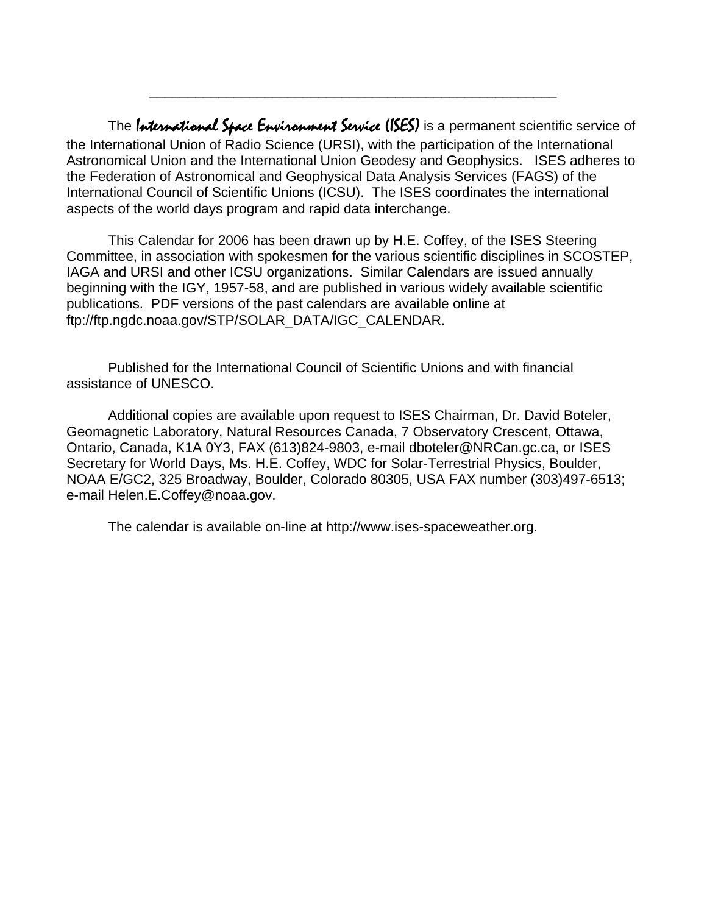---

The *International Space Environment Service (ISES)* is a permanent scientific service of the International Union of Radio Science (URSI), with the participation of the International Astronomical Union and the International Union Geodesy and Geophysics. ISES adheres to the Federation of Astronomical and Geophysical Data Analysis Services (FAGS) of the International Council of Scientific Unions (ICSU). The ISES coordinates the international aspects of the world days program and rapid data interchange.

This Calendar for 2006 has been drawn up by H.E. Coffey, of the ISES Steering Committee, in association with spokesmen for the various scientific disciplines in SCOSTEP, IAGA and URSI and other ICSU organizations. Similar Calendars are issued annually beginning with the IGY, 1957-58, and are published in various widely available scientific publications. PDF versions of the past calendars are available online at ftp://ftp.ngdc.noaa.gov/STP/SOLAR_DATA/IGC_CALENDAR.

Published for the International Council of Scientific Unions and with financial assistance of UNESCO.

Additional copies are available upon request to ISES Chairman, Dr. David Boteler, Geomagnetic Laboratory, Natural Resources Canada, 7 Observatory Crescent, Ottawa, Ontario, Canada, K1A 0Y3, FAX (613)824-9803, e-mail dboteler@NRCan.gc.ca, or ISES Secretary for World Days, Ms. H.E. Coffey, WDC for Solar-Terrestrial Physics, Boulder, NOAA E/GC2, 325 Broadway, Boulder, Colorado 80305, USA FAX number (303)497-6513; e-mail Helen.E.Coffey@noaa.gov.

The calendar is available on-line at http://www.ises-spaceweather.org.